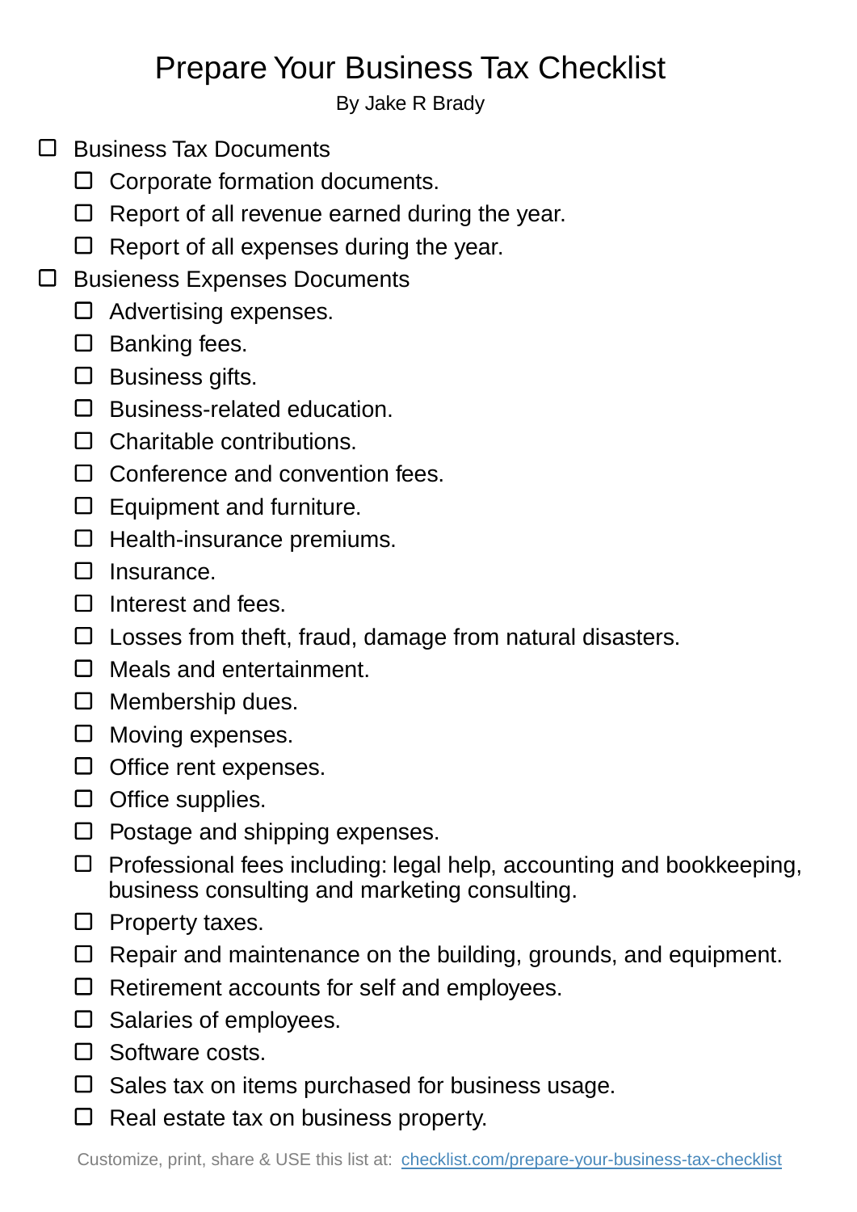# Prepare Your Business Tax Checklist

By Jake R Brady

- [ ] Business Tax Documents
  - [ ] Corporate formation documents.
  - [ ] Report of all revenue earned during the year.
  - [ ] Report of all expenses during the year.
- [ ] Busieness Expenses Documents
  - [ ] Advertising expenses.
  - [ ] Banking fees.
  - [ ] Business gifts.
  - [ ] Business-related education.
  - [ ] Charitable contributions.
  - [ ] Conference and convention fees.
  - [ ] Equipment and furniture.
  - [ ] Health-insurance premiums.
  - [ ] Insurance.
  - [ ] Interest and fees.
  - [ ] Losses from theft, fraud, damage from natural disasters.
  - [ ] Meals and entertainment.
  - [ ] Membership dues.
  - [ ] Moving expenses.
  - [ ] Office rent expenses.
  - [ ] Office supplies.
  - [ ] Postage and shipping expenses.
  - [ ] Professional fees including: legal help, accounting and bookkeeping, business consulting and marketing consulting.
  - [ ] Property taxes.
  - [ ] Repair and maintenance on the building, grounds, and equipment.
  - [ ] Retirement accounts for self and employees.
  - [ ] Salaries of employees.
  - [ ] Software costs.
  - [ ] Sales tax on items purchased for business usage.
  - [ ] Real estate tax on business property.

Customize, print, share & USE this list at: [checklist.com/prepare-your-business-tax-checklist](https://checklist.com/prepare-your-business-tax-checklist)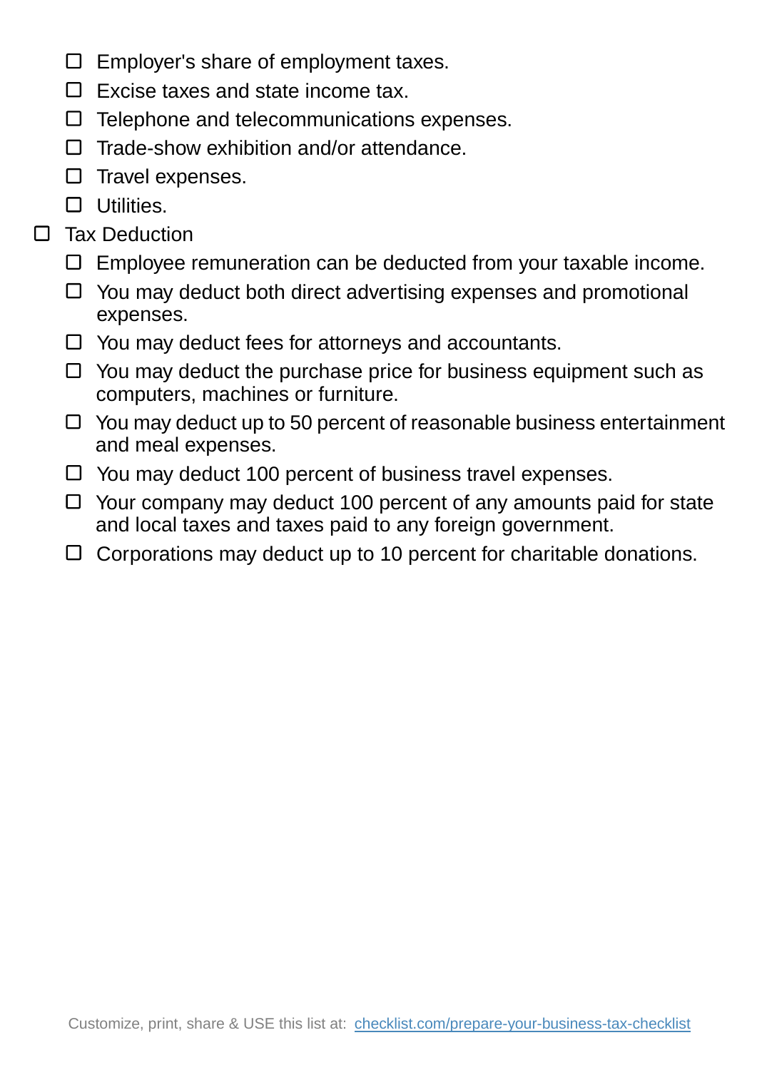- [ ] Employer's share of employment taxes.
  - [ ] Excise taxes and state income tax.
  - [ ] Telephone and telecommunications expenses.
  - [ ] Trade-show exhibition and/or attendance.
  - [ ] Travel expenses.
  - [ ] Utilities.
- [ ] Tax Deduction
  - [ ] Employee remuneration can be deducted from your taxable income.
  - [ ] You may deduct both direct advertising expenses and promotional expenses.
  - [ ] You may deduct fees for attorneys and accountants.
  - [ ] You may deduct the purchase price for business equipment such as computers, machines or furniture.
  - [ ] You may deduct up to 50 percent of reasonable business entertainment and meal expenses.
  - [ ] You may deduct 100 percent of business travel expenses.
  - [ ] Your company may deduct 100 percent of any amounts paid for state and local taxes and taxes paid to any foreign government.
  - [ ] Corporations may deduct up to 10 percent for charitable donations.

Customize, print, share & USE this list at: [checklist.com/prepare-your-business-tax-checklist](https://checklist.com/prepare-your-business-tax-checklist)